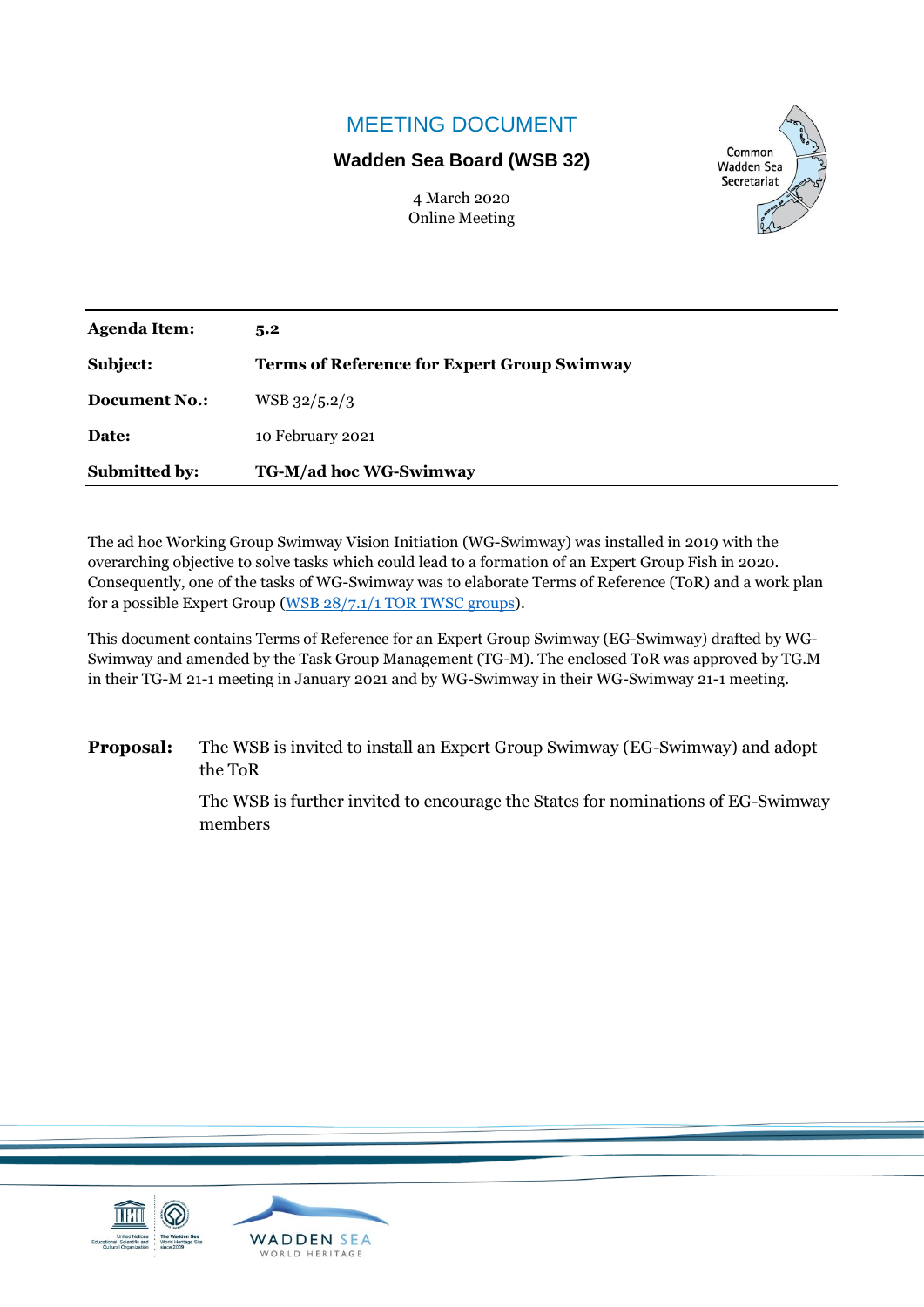# MEETING DOCUMENT

**Wadden Sea Board (WSB 32)**

4 March 2020
Online Meeting

Common Wadden Sea Secretariat

| | |
|---|---|
| **Agenda Item:** | **5.2** |
| **Subject:** | **Terms of Reference for Expert Group Swimway** |
| **Document No.:** | WSB 32/5.2/3 |
| **Date:** | 10 February 2021 |
| **Submitted by:** | **TG-M/ad hoc WG-Swimway** |

The ad hoc Working Group Swimway Vision Initiation (WG-Swimway) was installed in 2019 with the overarching objective to solve tasks which could lead to a formation of an Expert Group Fish in 2020. Consequently, one of the tasks of WG-Swimway was to elaborate Terms of Reference (ToR) and a work plan for a possible Expert Group (WSB 28/7.1/1 TOR TWSC groups).

This document contains Terms of Reference for an Expert Group Swimway (EG-Swimway) drafted by WG-Swimway and amended by the Task Group Management (TG-M). The enclosed ToR was approved by TG.M in their TG-M 21-1 meeting in January 2021 and by WG-Swimway in their WG-Swimway 21-1 meeting.

**Proposal:** The WSB is invited to install an Expert Group Swimway (EG-Swimway) and adopt the ToR

The WSB is further invited to encourage the States for nominations of EG-Swimway members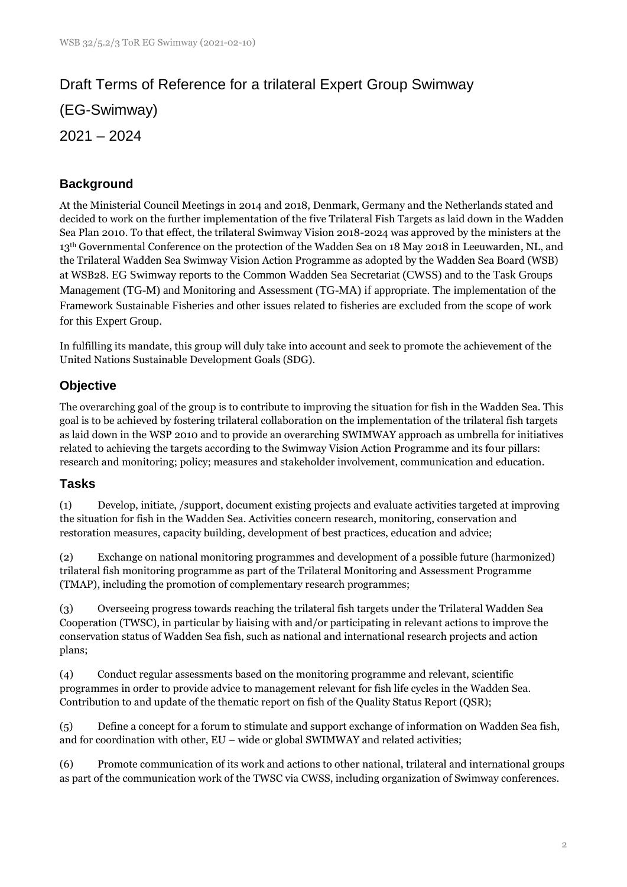# Draft Terms of Reference for a trilateral Expert Group Swimway (EG-Swimway) 2021 – 2024

## Background

At the Ministerial Council Meetings in 2014 and 2018, Denmark, Germany and the Netherlands stated and decided to work on the further implementation of the five Trilateral Fish Targets as laid down in the Wadden Sea Plan 2010. To that effect, the trilateral Swimway Vision 2018-2024 was approved by the ministers at the 13th Governmental Conference on the protection of the Wadden Sea on 18 May 2018 in Leeuwarden, NL, and the Trilateral Wadden Sea Swimway Vision Action Programme as adopted by the Wadden Sea Board (WSB) at WSB28. EG Swimway reports to the Common Wadden Sea Secretariat (CWSS) and to the Task Groups Management (TG-M) and Monitoring and Assessment (TG-MA) if appropriate. The implementation of the Framework Sustainable Fisheries and other issues related to fisheries are excluded from the scope of work for this Expert Group.

In fulfilling its mandate, this group will duly take into account and seek to promote the achievement of the United Nations Sustainable Development Goals (SDG).

## Objective

The overarching goal of the group is to contribute to improving the situation for fish in the Wadden Sea. This goal is to be achieved by fostering trilateral collaboration on the implementation of the trilateral fish targets as laid down in the WSP 2010 and to provide an overarching SWIMWAY approach as umbrella for initiatives related to achieving the targets according to the Swimway Vision Action Programme and its four pillars: research and monitoring; policy; measures and stakeholder involvement, communication and education.

## Tasks

(1) Develop, initiate, /support, document existing projects and evaluate activities targeted at improving the situation for fish in the Wadden Sea. Activities concern research, monitoring, conservation and restoration measures, capacity building, development of best practices, education and advice;

(2) Exchange on national monitoring programmes and development of a possible future (harmonized) trilateral fish monitoring programme as part of the Trilateral Monitoring and Assessment Programme (TMAP), including the promotion of complementary research programmes;

(3) Overseeing progress towards reaching the trilateral fish targets under the Trilateral Wadden Sea Cooperation (TWSC), in particular by liaising with and/or participating in relevant actions to improve the conservation status of Wadden Sea fish, such as national and international research projects and action plans;

(4) Conduct regular assessments based on the monitoring programme and relevant, scientific programmes in order to provide advice to management relevant for fish life cycles in the Wadden Sea. Contribution to and update of the thematic report on fish of the Quality Status Report (QSR);

(5) Define a concept for a forum to stimulate and support exchange of information on Wadden Sea fish, and for coordination with other, EU – wide or global SWIMWAY and related activities;

(6) Promote communication of its work and actions to other national, trilateral and international groups as part of the communication work of the TWSC via CWSS, including organization of Swimway conferences.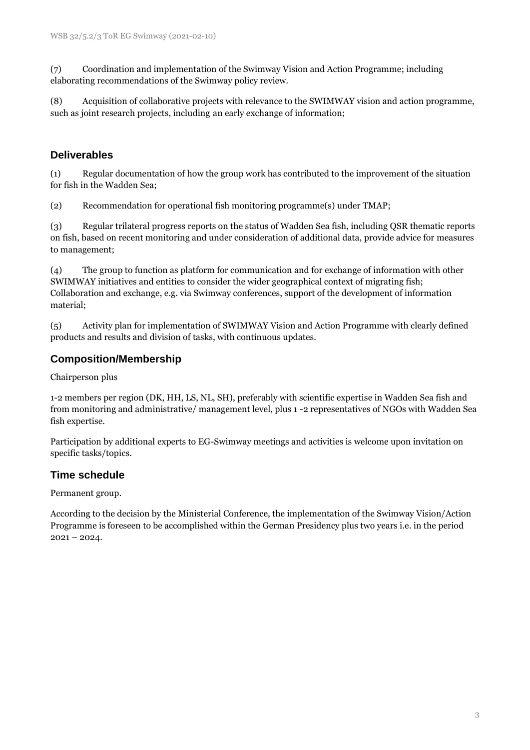(7) Coordination and implementation of the Swimway Vision and Action Programme; including elaborating recommendations of the Swimway policy review.

(8) Acquisition of collaborative projects with relevance to the SWIMWAY vision and action programme, such as joint research projects, including an early exchange of information;

## Deliverables

(1) Regular documentation of how the group work has contributed to the improvement of the situation for fish in the Wadden Sea;

(2) Recommendation for operational fish monitoring programme(s) under TMAP;

(3) Regular trilateral progress reports on the status of Wadden Sea fish, including QSR thematic reports on fish, based on recent monitoring and under consideration of additional data, provide advice for measures to management;

(4) The group to function as platform for communication and for exchange of information with other SWIMWAY initiatives and entities to consider the wider geographical context of migrating fish; Collaboration and exchange, e.g. via Swimway conferences, support of the development of information material;

(5) Activity plan for implementation of SWIMWAY Vision and Action Programme with clearly defined products and results and division of tasks, with continuous updates.

## Composition/Membership

Chairperson plus

1-2 members per region (DK, HH, LS, NL, SH), preferably with scientific expertise in Wadden Sea fish and from monitoring and administrative/ management level, plus 1 -2 representatives of NGOs with Wadden Sea fish expertise.

Participation by additional experts to EG-Swimway meetings and activities is welcome upon invitation on specific tasks/topics.

## Time schedule

Permanent group.

According to the decision by the Ministerial Conference, the implementation of the Swimway Vision/Action Programme is foreseen to be accomplished within the German Presidency plus two years i.e. in the period 2021 – 2024.